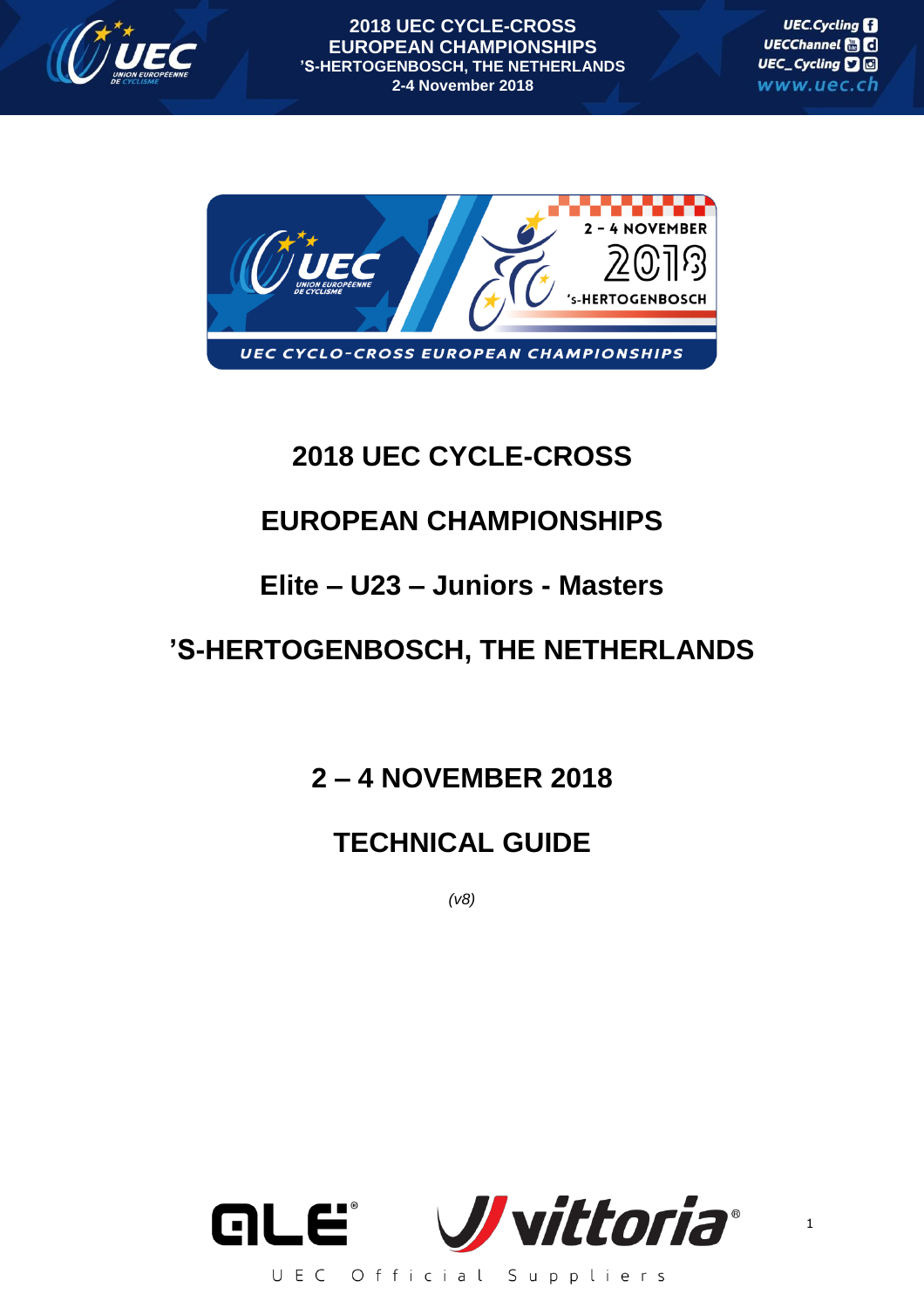# 2018 UEC CYCLE-CROSS

# EUROPEAN CHAMPIONSHIPS

## Elite – U23 – Juniors - Masters

## 'S-HERTOGENBOSCH, THE NETHERLANDS

## 2 – 4 NOVEMBER 2018

## TECHNICAL GUIDE

*(v8)*

UEC Official Suppliers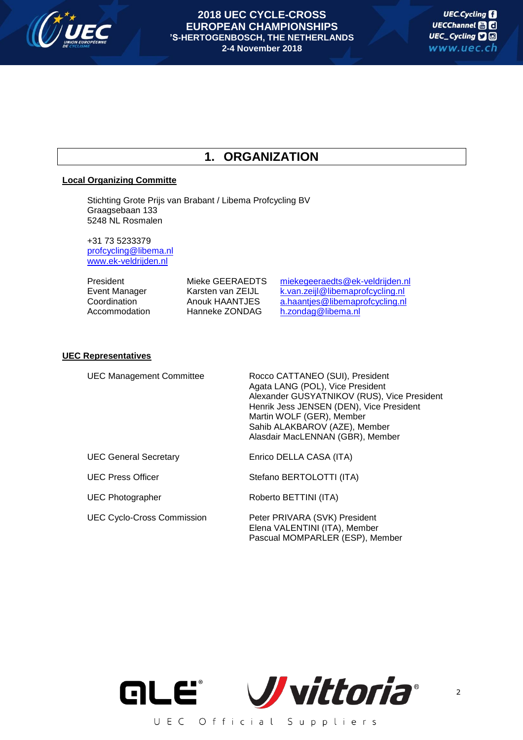# 1. ORGANIZATION

**Local Organizing Committe**

Stichting Grote Prijs van Brabant / Libema Profcycling BV
Graagsebaan 133
5248 NL Rosmalen

+31 73 5233379
profcycling@libema.nl
www.ek-veldrijden.nl

| | | |
|---|---|---|
| President | Mieke GEERAEDTS | miekegeeraedts@ek-veldrijden.nl |
| Event Manager | Karsten van ZEIJL | k.van.zeijl@libemaprofcycling.nl |
| Coordination | Anouk HAANTJES | a.haantjes@libemaprofcycling.nl |
| Accommodation | Hanneke ZONDAG | h.zondag@libema.nl |

**UEC Representatives**

| | |
|---|---|
| UEC Management Committee | Rocco CATTANEO (SUI), President<br>Agata LANG (POL), Vice President<br>Alexander GUSYATNIKOV (RUS), Vice President<br>Henrik Jess JENSEN (DEN), Vice President<br>Martin WOLF (GER), Member<br>Sahib ALAKBAROV (AZE), Member<br>Alasdair MacLENNAN (GBR), Member |
| UEC General Secretary | Enrico DELLA CASA (ITA) |
| UEC Press Officer | Stefano BERTOLOTTI (ITA) |
| UEC Photographer | Roberto BETTINI (ITA) |
| UEC Cyclo-Cross Commission | Peter PRIVARA (SVK) President<br>Elena VALENTINI (ITA), Member<br>Pascual MOMPARLER (ESP), Member |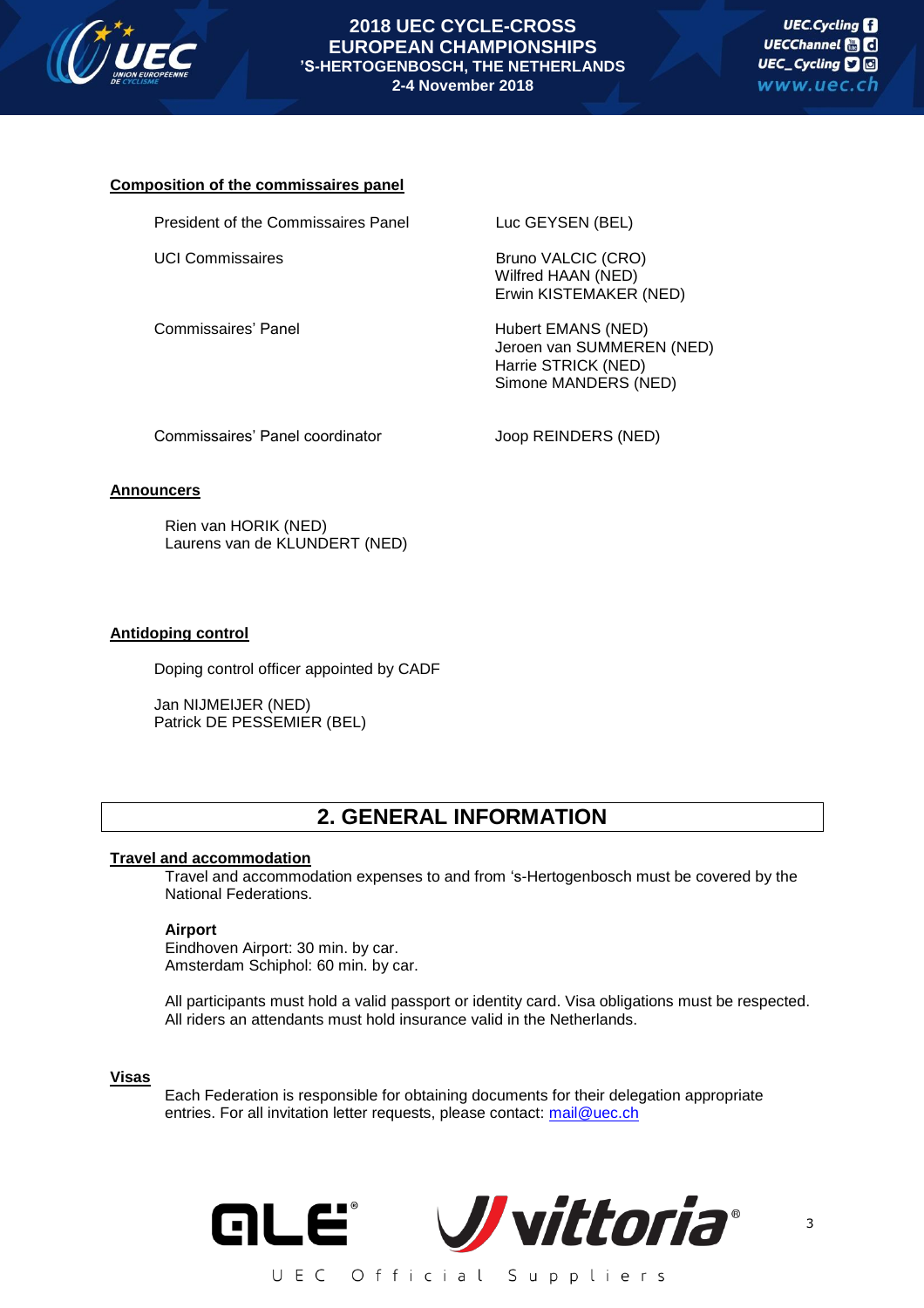**Composition of the commissaires panel**

| | |
|---|---|
| President of the Commissaires Panel | Luc GEYSEN (BEL) |
| UCI Commissaires | Bruno VALCIC (CRO)<br>Wilfred HAAN (NED)<br>Erwin KISTEMAKER (NED) |
| Commissaires' Panel | Hubert EMANS (NED)<br>Jeroen van SUMMEREN (NED)<br>Harrie STRICK (NED)<br>Simone MANDERS (NED) |
| Commissaires' Panel coordinator | Joop REINDERS (NED) |

**Announcers**

Rien van HORIK (NED)
Laurens van de KLUNDERT (NED)

**Antidoping control**

Doping control officer appointed by CADF

Jan NIJMEIJER (NED)
Patrick DE PESSEMIER (BEL)

## 2. GENERAL INFORMATION

**Travel and accommodation**

Travel and accommodation expenses to and from 's-Hertogenbosch must be covered by the National Federations.

**Airport**
Eindhoven Airport: 30 min. by car.
Amsterdam Schiphol: 60 min. by car.

All participants must hold a valid passport or identity card. Visa obligations must be respected.
All riders an attendants must hold insurance valid in the Netherlands.

**Visas**

Each Federation is responsible for obtaining documents for their delegation appropriate entries. For all invitation letter requests, please contact: mail@uec.ch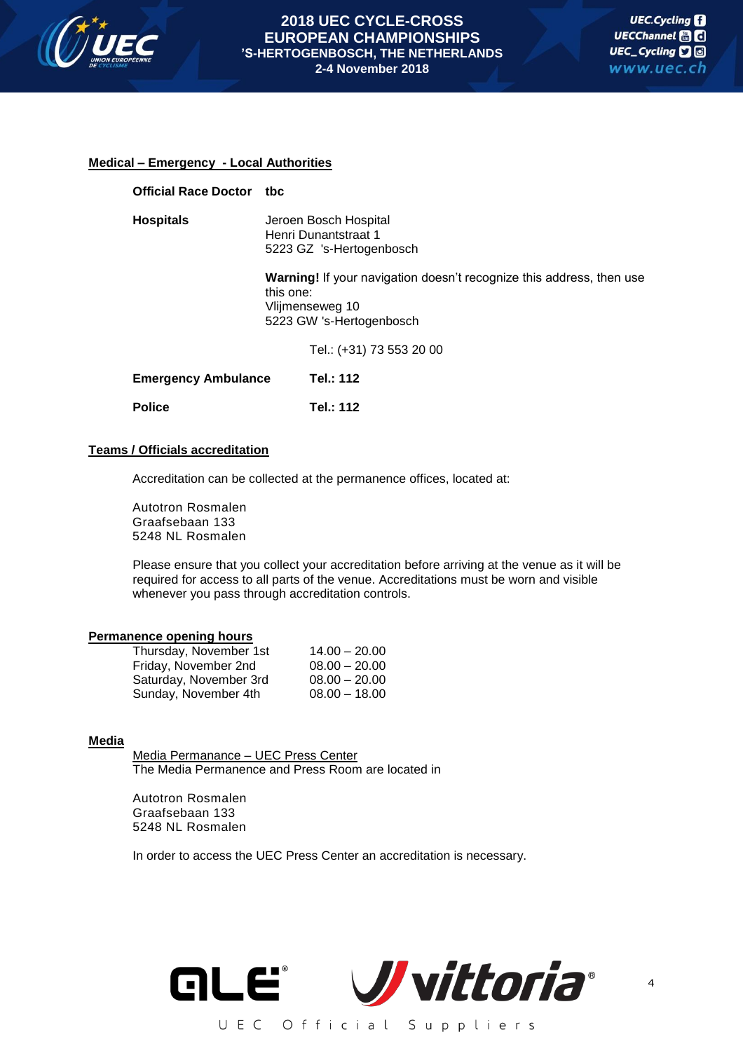## Medical – Emergency - Local Authorities

**Official Race Doctor** **tbc**

**Hospitals**

Jeroen Bosch Hospital
Henri Dunantstraat 1
5223 GZ 's-Hertogenbosch

**Warning!** If your navigation doesn't recognize this address, then use this one:
Vlijmenseweg 10
5223 GW 's-Hertogenbosch

Tel.: (+31) 73 553 20 00

**Emergency Ambulance** **Tel.: 112**

**Police** **Tel.: 112**

## Teams / Officials accreditation

Accreditation can be collected at the permanence offices, located at:

Autotron Rosmalen
Graafsebaan 133
5248 NL Rosmalen

Please ensure that you collect your accreditation before arriving at the venue as it will be required for access to all parts of the venue. Accreditations must be worn and visible whenever you pass through accreditation controls.

## Permanence opening hours

| | |
|---|---|
| Thursday, November 1st | 14.00 – 20.00 |
| Friday, November 2nd | 08.00 – 20.00 |
| Saturday, November 3rd | 08.00 – 20.00 |
| Sunday, November 4th | 08.00 – 18.00 |

## Media

Media Permanance – UEC Press Center

The Media Permanence and Press Room are located in

Autotron Rosmalen
Graafsebaan 133
5248 NL Rosmalen

In order to access the UEC Press Center an accreditation is necessary.

UEC Official Suppliers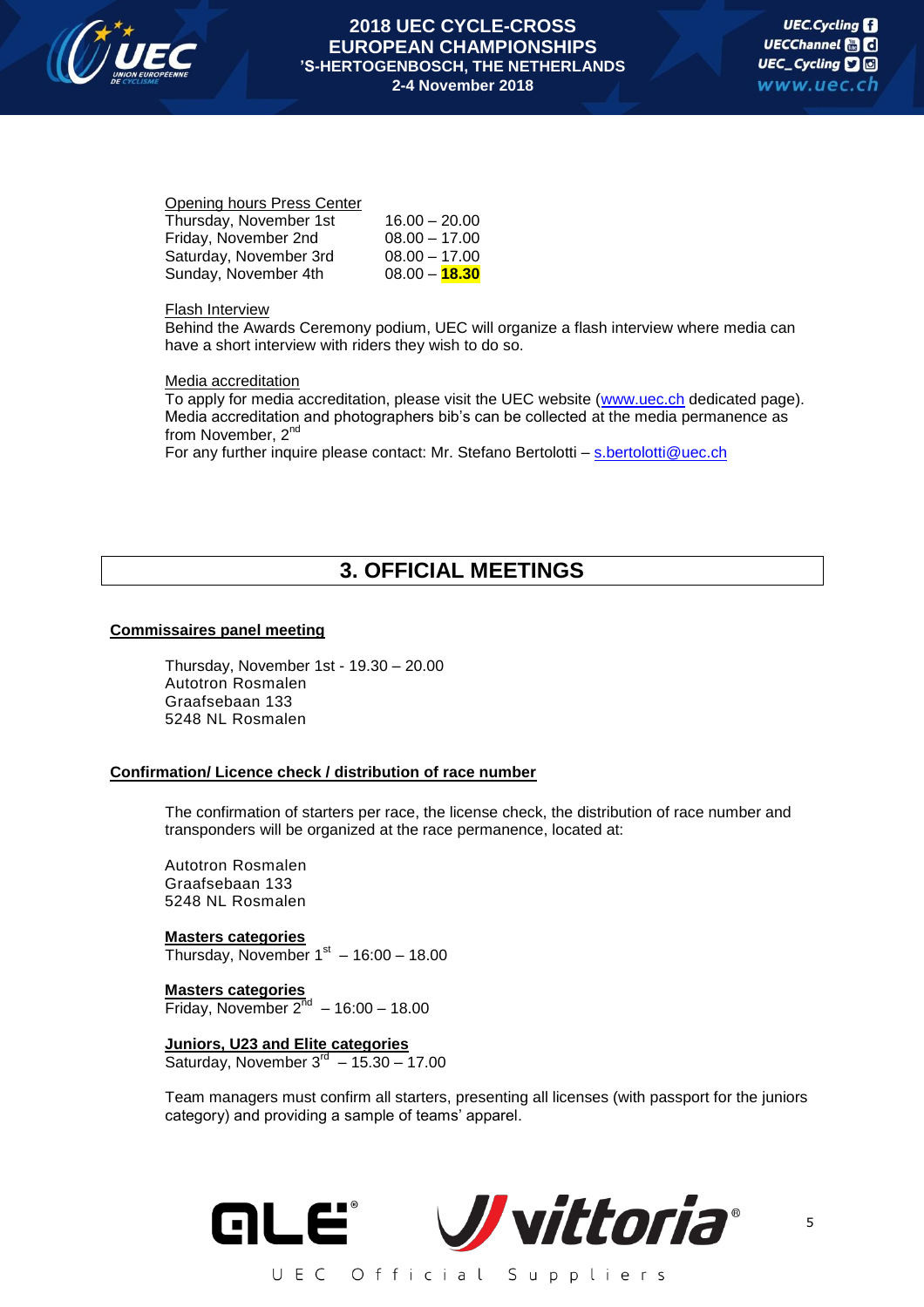Opening hours Press Center

| | |
|---|---|
| Thursday, November 1st | 16.00 – 20.00 |
| Friday, November 2nd | 08.00 – 17.00 |
| Saturday, November 3rd | 08.00 – 17.00 |
| Sunday, November 4th | 08.00 – **18.30** |

Flash Interview

Behind the Awards Ceremony podium, UEC will organize a flash interview where media can have a short interview with riders they wish to do so.

Media accreditation

To apply for media accreditation, please visit the UEC website (www.uec.ch dedicated page). Media accreditation and photographers bib's can be collected at the media permanence as from November, 2nd

For any further inquire please contact: Mr. Stefano Bertolotti – s.bertolotti@uec.ch

# 3. OFFICIAL MEETINGS

**Commissaires panel meeting**

Thursday, November 1st - 19.30 – 20.00
Autotron Rosmalen
Graafsebaan 133
5248 NL Rosmalen

**Confirmation/ Licence check / distribution of race number**

The confirmation of starters per race, the license check, the distribution of race number and transponders will be organized at the race permanence, located at:

Autotron Rosmalen
Graafsebaan 133
5248 NL Rosmalen

**Masters categories**
Thursday, November 1st – 16:00 – 18.00

**Masters categories**
Friday, November 2nd – 16:00 – 18.00

**Juniors, U23 and Elite categories**
Saturday, November 3rd – 15.30 – 17.00

Team managers must confirm all starters, presenting all licenses (with passport for the juniors category) and providing a sample of teams' apparel.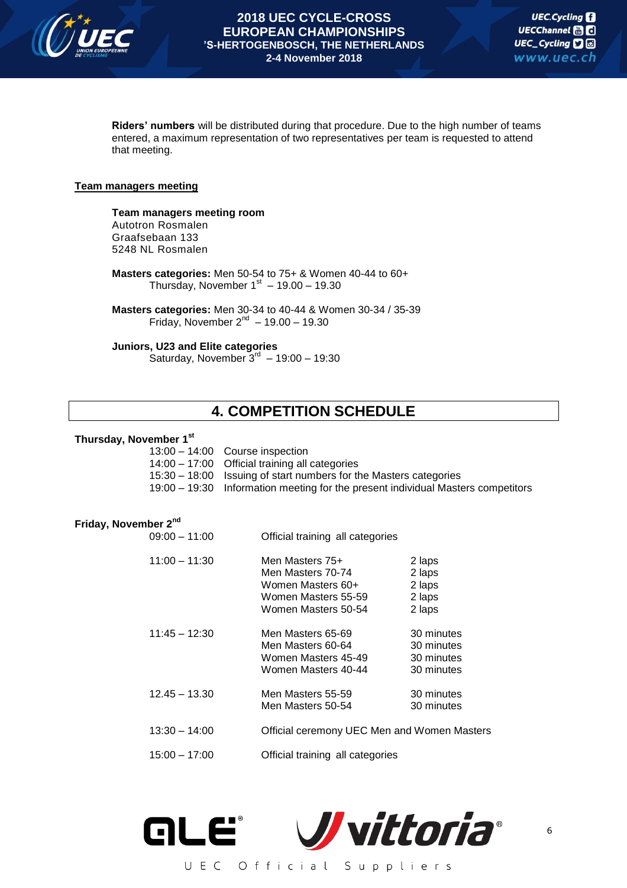**Riders' numbers** will be distributed during that procedure. Due to the high number of teams entered, a maximum representation of two representatives per team is requested to attend that meeting.

**Team managers meeting**

**Team managers meeting room**
Autotron Rosmalen
Graafsebaan 133
5248 NL Rosmalen

**Masters categories:** Men 50-54 to 75+ & Women 40-44 to 60+
Thursday, November 1st – 19.00 – 19.30

**Masters categories:** Men 30-34 to 40-44 & Women 30-34 / 35-39
Friday, November 2nd – 19.00 – 19.30

**Juniors, U23 and Elite categories**
Saturday, November 3rd – 19:00 – 19:30

## 4. COMPETITION SCHEDULE

**Thursday, November 1st**

| | |
|---|---|
| 13:00 – 14:00 | Course inspection |
| 14:00 – 17:00 | Official training all categories |
| 15:30 – 18:00 | Issuing of start numbers for the Masters categories |
| 19:00 – 19:30 | Information meeting for the present individual Masters competitors |

**Friday, November 2nd**

| | | |
|---|---|---|
| 09:00 – 11:00 | Official training all categories | |
| 11:00 – 11:30 | Men Masters 75+ | 2 laps |
| | Men Masters 70-74 | 2 laps |
| | Women Masters 60+ | 2 laps |
| | Women Masters 55-59 | 2 laps |
| | Women Masters 50-54 | 2 laps |
| 11:45 – 12:30 | Men Masters 65-69 | 30 minutes |
| | Men Masters 60-64 | 30 minutes |
| | Women Masters 45-49 | 30 minutes |
| | Women Masters 40-44 | 30 minutes |
| 12.45 – 13.30 | Men Masters 55-59 | 30 minutes |
| | Men Masters 50-54 | 30 minutes |
| 13:30 – 14:00 | Official ceremony UEC Men and Women Masters | |
| 15:00 – 17:00 | Official training all categories | |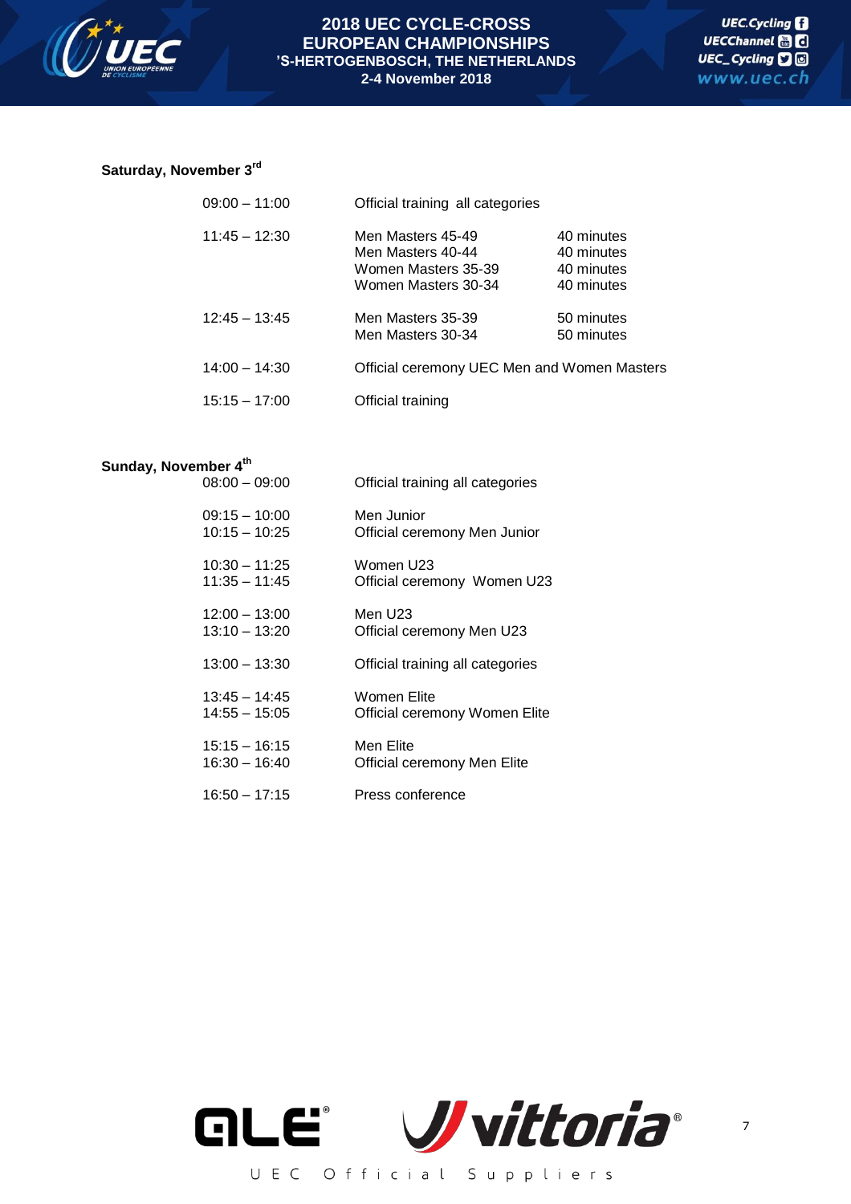**Saturday, November 3rd**

| | | |
|---|---|---|
| 09:00 – 11:00 | Official training all categories | |
| 11:45 – 12:30 | Men Masters 45-49<br>Men Masters 40-44<br>Women Masters 35-39<br>Women Masters 30-34 | 40 minutes<br>40 minutes<br>40 minutes<br>40 minutes |
| 12:45 – 13:45 | Men Masters 35-39<br>Men Masters 30-34 | 50 minutes<br>50 minutes |
| 14:00 – 14:30 | Official ceremony UEC Men and Women Masters | |
| 15:15 – 17:00 | Official training | |

**Sunday, November 4th**

| | |
|---|---|
| 08:00 – 09:00 | Official training all categories |
| 09:15 – 10:00<br>10:15 – 10:25 | Men Junior<br>Official ceremony Men Junior |
| 10:30 – 11:25<br>11:35 – 11:45 | Women U23<br>Official ceremony Women U23 |
| 12:00 – 13:00<br>13:10 – 13:20 | Men U23<br>Official ceremony Men U23 |
| 13:00 – 13:30 | Official training all categories |
| 13:45 – 14:45<br>14:55 – 15:05 | Women Elite<br>Official ceremony Women Elite |
| 15:15 – 16:15<br>16:30 – 16:40 | Men Elite<br>Official ceremony Men Elite |
| 16:50 – 17:15 | Press conference |

UEC Official Suppliers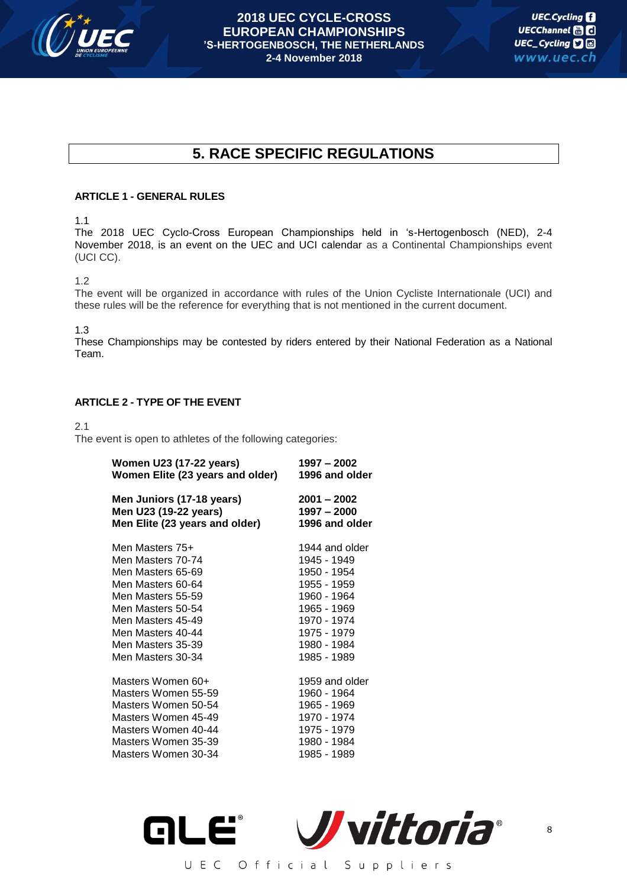# 5. RACE SPECIFIC REGULATIONS

**ARTICLE 1 - GENERAL RULES**

1.1
The 2018 UEC Cyclo-Cross European Championships held in 's-Hertogenbosch (NED), 2-4 November 2018, is an event on the UEC and UCI calendar as a Continental Championships event (UCI CC).

1.2
The event will be organized in accordance with rules of the Union Cycliste Internationale (UCI) and these rules will be the reference for everything that is not mentioned in the current document.

1.3
These Championships may be contested by riders entered by their National Federation as a National Team.

**ARTICLE 2 - TYPE OF THE EVENT**

2.1
The event is open to athletes of the following categories:

| Category | Years |
|---|---|
| **Women U23 (17-22 years)** | **1997 – 2002** |
| **Women Elite (23 years and older)** | **1996 and older** |
| **Men Juniors (17-18 years)** | **2001 – 2002** |
| **Men U23 (19-22 years)** | **1997 – 2000** |
| **Men Elite (23 years and older)** | **1996 and older** |
| Men Masters 75+ | 1944 and older |
| Men Masters 70-74 | 1945 - 1949 |
| Men Masters 65-69 | 1950 - 1954 |
| Men Masters 60-64 | 1955 - 1959 |
| Men Masters 55-59 | 1960 - 1964 |
| Men Masters 50-54 | 1965 - 1969 |
| Men Masters 45-49 | 1970 - 1974 |
| Men Masters 40-44 | 1975 - 1979 |
| Men Masters 35-39 | 1980 - 1984 |
| Men Masters 30-34 | 1985 - 1989 |
| Masters Women 60+ | 1959 and older |
| Masters Women 55-59 | 1960 - 1964 |
| Masters Women 50-54 | 1965 - 1969 |
| Masters Women 45-49 | 1970 - 1974 |
| Masters Women 40-44 | 1975 - 1979 |
| Masters Women 35-39 | 1980 - 1984 |
| Masters Women 30-34 | 1985 - 1989 |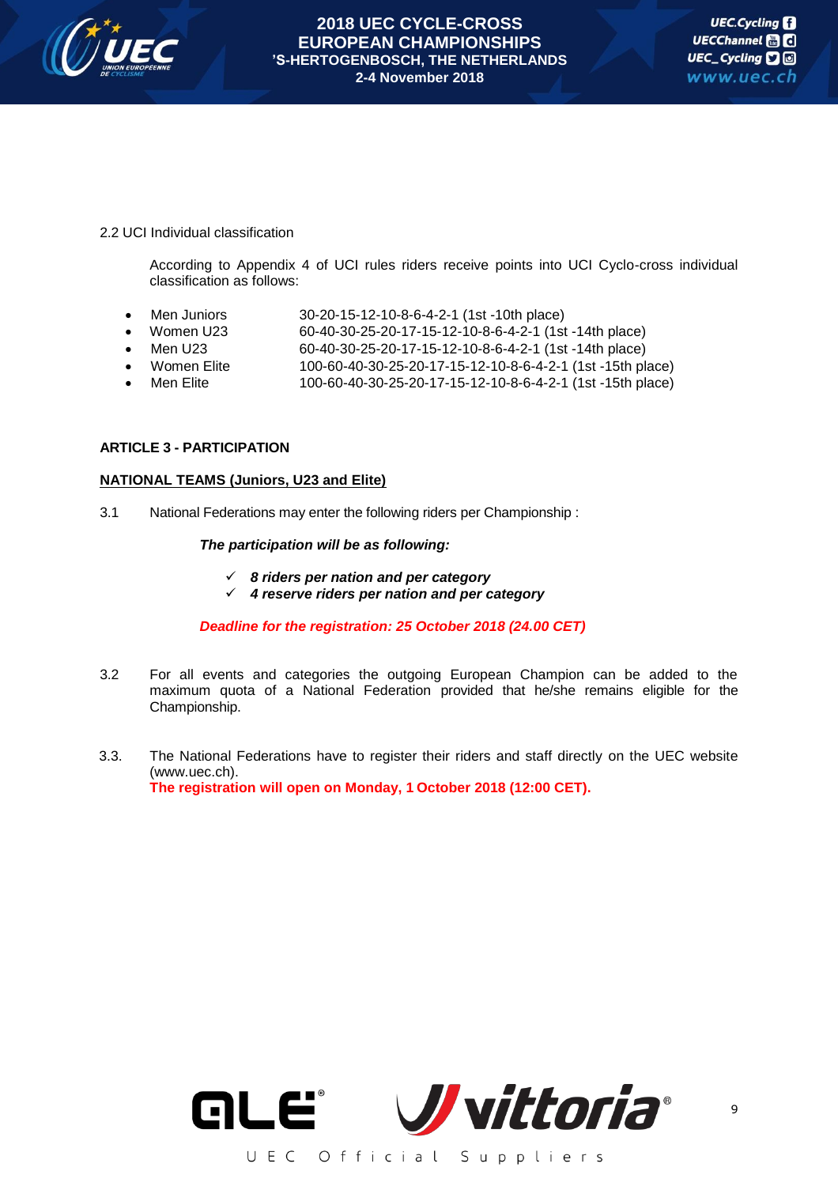2.2 UCI Individual classification

According to Appendix 4 of UCI rules riders receive points into UCI Cyclo-cross individual classification as follows:

- Men Juniors 30-20-15-12-10-8-6-4-2-1 (1st -10th place)
- Women U23 60-40-30-25-20-17-15-12-10-8-6-4-2-1 (1st -14th place)
- Men U23 60-40-30-25-20-17-15-12-10-8-6-4-2-1 (1st -14th place)
- Women Elite 100-60-40-30-25-20-17-15-12-10-8-6-4-2-1 (1st -15th place)
- Men Elite 100-60-40-30-25-20-17-15-12-10-8-6-4-2-1 (1st -15th place)

**ARTICLE 3 - PARTICIPATION**

**NATIONAL TEAMS (Juniors, U23 and Elite)**

3.1 National Federations may enter the following riders per Championship :

***The participation will be as following:***

- ✓ ***8 riders per nation and per category***
- ✓ ***4 reserve riders per nation and per category***

***Deadline for the registration: 25 October 2018 (24.00 CET)***

3.2 For all events and categories the outgoing European Champion can be added to the maximum quota of a National Federation provided that he/she remains eligible for the Championship.

3.3. The National Federations have to register their riders and staff directly on the UEC website (www.uec.ch).
**The registration will open on Monday, 1 October 2018 (12:00 CET).**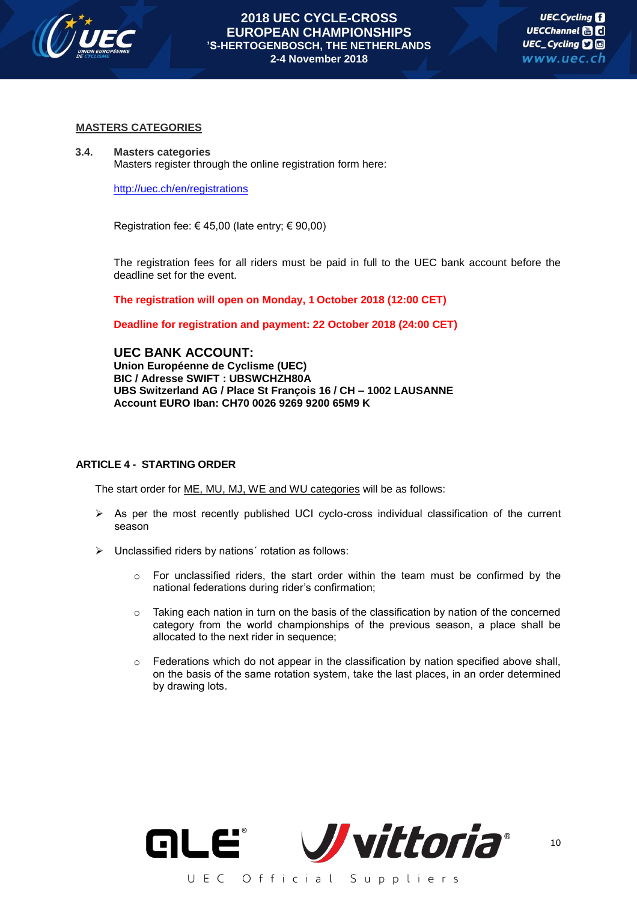## MASTERS CATEGORIES

**3.4. Masters categories**

Masters register through the online registration form here:

http://uec.ch/en/registrations

Registration fee: € 45,00 (late entry; € 90,00)

The registration fees for all riders must be paid in full to the UEC bank account before the deadline set for the event.

**The registration will open on Monday, 1 October 2018 (12:00 CET)**

**Deadline for registration and payment: 22 October 2018 (24:00 CET)**

**UEC BANK ACCOUNT:**
**Union Européenne de Cyclisme (UEC)**
**BIC / Adresse SWIFT : UBSWCHZH80A**
**UBS Switzerland AG / Place St François 16 / CH – 1002 LAUSANNE**
**Account EURO Iban: CH70 0026 9269 9200 65M9 K**

## ARTICLE 4 - STARTING ORDER

The start order for ME, MU, MJ, WE and WU categories will be as follows:

- As per the most recently published UCI cyclo-cross individual classification of the current season
- Unclassified riders by nations´ rotation as follows:
  - For unclassified riders, the start order within the team must be confirmed by the national federations during rider's confirmation;
  - Taking each nation in turn on the basis of the classification by nation of the concerned category from the world championships of the previous season, a place shall be allocated to the next rider in sequence;
  - Federations which do not appear in the classification by nation specified above shall, on the basis of the same rotation system, take the last places, in an order determined by drawing lots.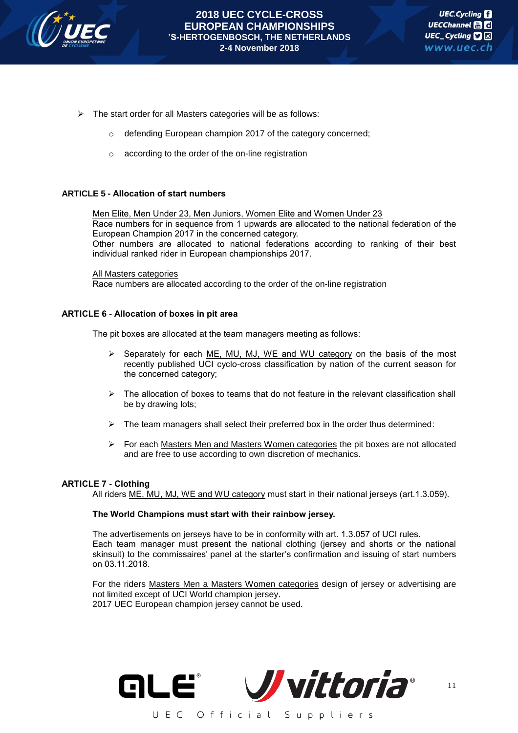- The start order for all Masters categories will be as follows:
  - defending European champion 2017 of the category concerned;
  - according to the order of the on-line registration

**ARTICLE 5 - Allocation of start numbers**

Men Elite, Men Under 23, Men Juniors, Women Elite and Women Under 23
Race numbers for in sequence from 1 upwards are allocated to the national federation of the European Champion 2017 in the concerned category.
Other numbers are allocated to national federations according to ranking of their best individual ranked rider in European championships 2017.

All Masters categories
Race numbers are allocated according to the order of the on-line registration

**ARTICLE 6 - Allocation of boxes in pit area**

The pit boxes are allocated at the team managers meeting as follows:

- Separately for each ME, MU, MJ, WE and WU category on the basis of the most recently published UCI cyclo-cross classification by nation of the current season for the concerned category;
- The allocation of boxes to teams that do not feature in the relevant classification shall be by drawing lots;
- The team managers shall select their preferred box in the order thus determined:
- For each Masters Men and Masters Women categories the pit boxes are not allocated and are free to use according to own discretion of mechanics.

**ARTICLE 7 - Clothing**

All riders ME, MU, MJ, WE and WU category must start in their national jerseys (art.1.3.059).

**The World Champions must start with their rainbow jersey.**

The advertisements on jerseys have to be in conformity with art. 1.3.057 of UCI rules.
Each team manager must present the national clothing (jersey and shorts or the national skinsuit) to the commissaires' panel at the starter's confirmation and issuing of start numbers on 03.11.2018.

For the riders Masters Men a Masters Women categories design of jersey or advertising are not limited except of UCI World champion jersey.
2017 UEC European champion jersey cannot be used.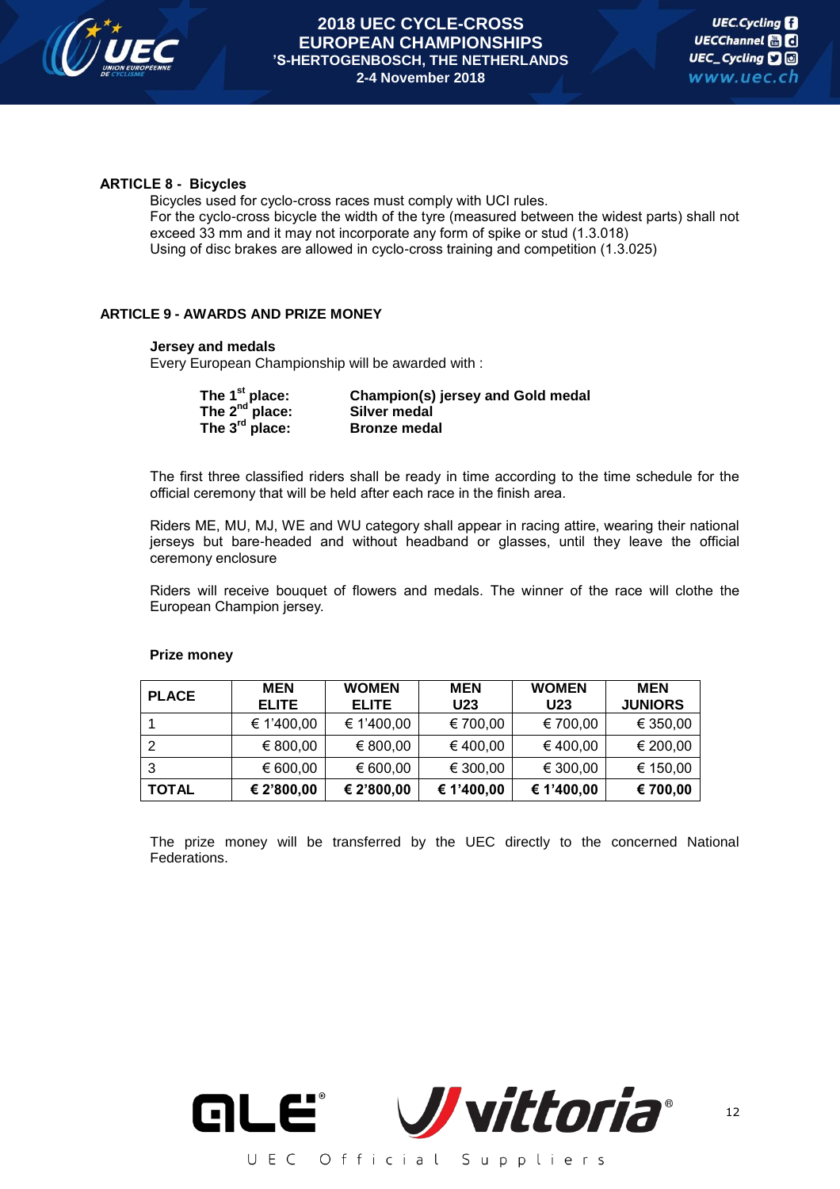**ARTICLE 8 - Bicycles**

Bicycles used for cyclo-cross races must comply with UCI rules.
For the cyclo-cross bicycle the width of the tyre (measured between the widest parts) shall not exceed 33 mm and it may not incorporate any form of spike or stud (1.3.018)
Using of disc brakes are allowed in cyclo-cross training and competition (1.3.025)

**ARTICLE 9 - AWARDS AND PRIZE MONEY**

**Jersey and medals**

Every European Championship will be awarded with :

| | |
|---|---|
| **The 1st place:** | **Champion(s) jersey and Gold medal** |
| **The 2nd place:** | **Silver medal** |
| **The 3rd place:** | **Bronze medal** |

The first three classified riders shall be ready in time according to the time schedule for the official ceremony that will be held after each race in the finish area.

Riders ME, MU, MJ, WE and WU category shall appear in racing attire, wearing their national jerseys but bare-headed and without headband or glasses, until they leave the official ceremony enclosure

Riders will receive bouquet of flowers and medals. The winner of the race will clothe the European Champion jersey.

**Prize money**

| PLACE | MEN ELITE | WOMEN ELITE | MEN U23 | WOMEN U23 | MEN JUNIORS |
|---|---|---|---|---|---|
| 1 | € 1'400,00 | € 1'400,00 | € 700,00 | € 700,00 | € 350,00 |
| 2 | € 800,00 | € 800,00 | € 400,00 | € 400,00 | € 200,00 |
| 3 | € 600,00 | € 600,00 | € 300,00 | € 300,00 | € 150,00 |
| **TOTAL** | **€ 2'800,00** | **€ 2'800,00** | **€ 1'400,00** | **€ 1'400,00** | **€ 700,00** |

The prize money will be transferred by the UEC directly to the concerned National Federations.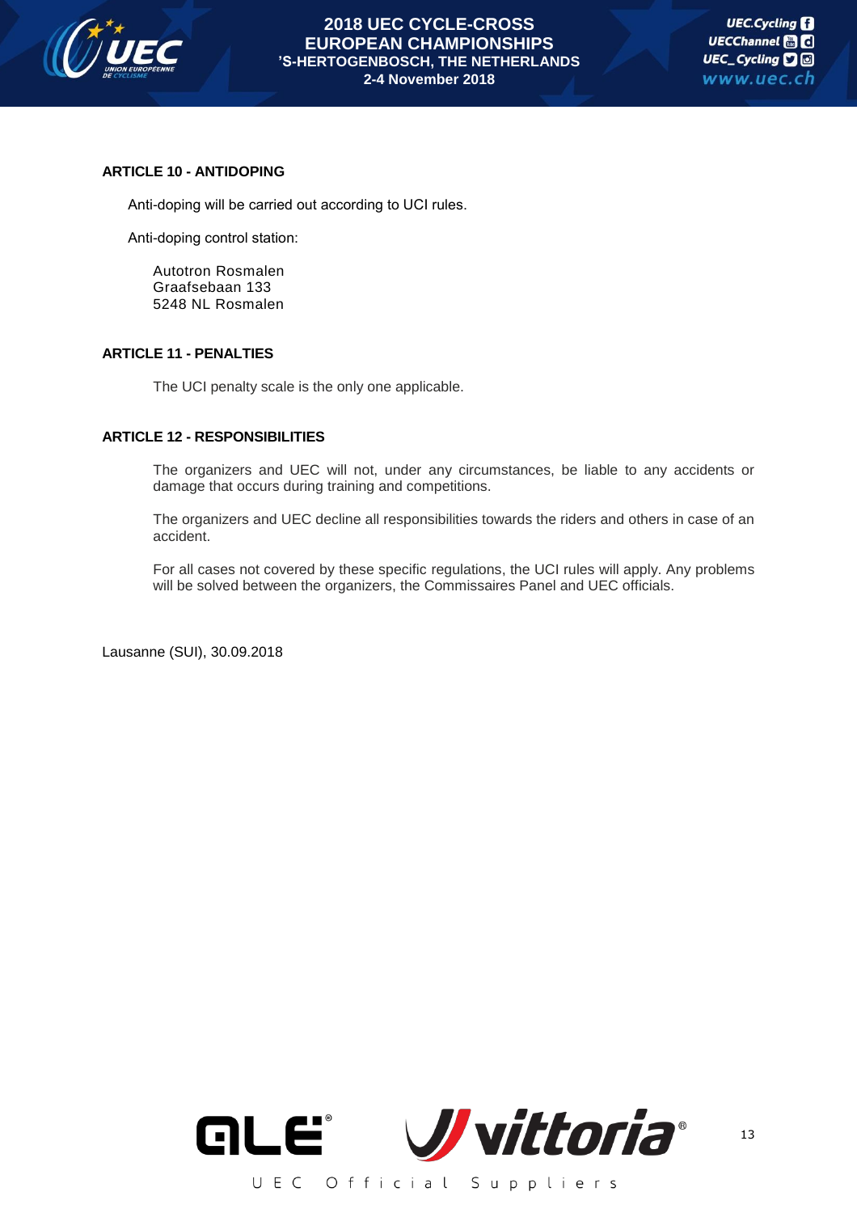## ARTICLE 10 - ANTIDOPING

Anti-doping will be carried out according to UCI rules.

Anti-doping control station:

Autotron Rosmalen
Graafsebaan 133
5248 NL Rosmalen

## ARTICLE 11 - PENALTIES

The UCI penalty scale is the only one applicable.

## ARTICLE 12 - RESPONSIBILITIES

The organizers and UEC will not, under any circumstances, be liable to any accidents or damage that occurs during training and competitions.

The organizers and UEC decline all responsibilities towards the riders and others in case of an accident.

For all cases not covered by these specific regulations, the UCI rules will apply. Any problems will be solved between the organizers, the Commissaires Panel and UEC officials.

Lausanne (SUI), 30.09.2018